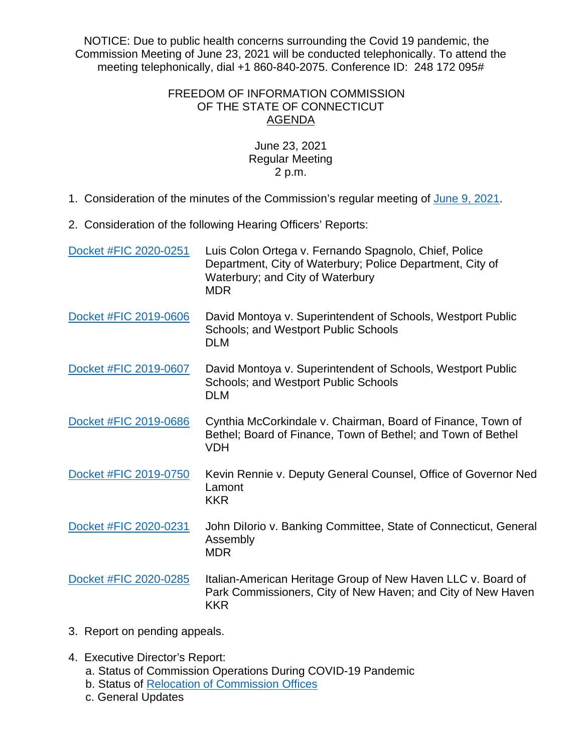NOTICE: Due to public health concerns surrounding the Covid 19 pandemic, the Commission Meeting of June 23, 2021 will be conducted telephonically. To attend the meeting telephonically, dial +1 860-840-2075. Conference ID: 248 172 095#

# FREEDOM OF INFORMATION COMMISSION
# OF THE STATE OF CONNECTICUT
## AGENDA

June 23, 2021
Regular Meeting
2 p.m.

1. Consideration of the minutes of the Commission's regular meeting of June 9, 2021.

2. Consideration of the following Hearing Officers' Reports:

| | |
|---|---|
| Docket #FIC 2020-0251 | Luis Colon Ortega v. Fernando Spagnolo, Chief, Police Department, City of Waterbury; Police Department, City of Waterbury; and City of Waterbury<br>MDR |
| Docket #FIC 2019-0606 | David Montoya v. Superintendent of Schools, Westport Public Schools; and Westport Public Schools<br>DLM |
| Docket #FIC 2019-0607 | David Montoya v. Superintendent of Schools, Westport Public Schools; and Westport Public Schools<br>DLM |
| Docket #FIC 2019-0686 | Cynthia McCorkindale v. Chairman, Board of Finance, Town of Bethel; Board of Finance, Town of Bethel; and Town of Bethel<br>VDH |
| Docket #FIC 2019-0750 | Kevin Rennie v. Deputy General Counsel, Office of Governor Ned Lamont<br>KKR |
| Docket #FIC 2020-0231 | John DiIorio v. Banking Committee, State of Connecticut, General Assembly<br>MDR |
| Docket #FIC 2020-0285 | Italian-American Heritage Group of New Haven LLC v. Board of Park Commissioners, City of New Haven; and City of New Haven<br>KKR |

3. Report on pending appeals.

4. Executive Director's Report:
   a. Status of Commission Operations During COVID-19 Pandemic
   b. Status of Relocation of Commission Offices
   c. General Updates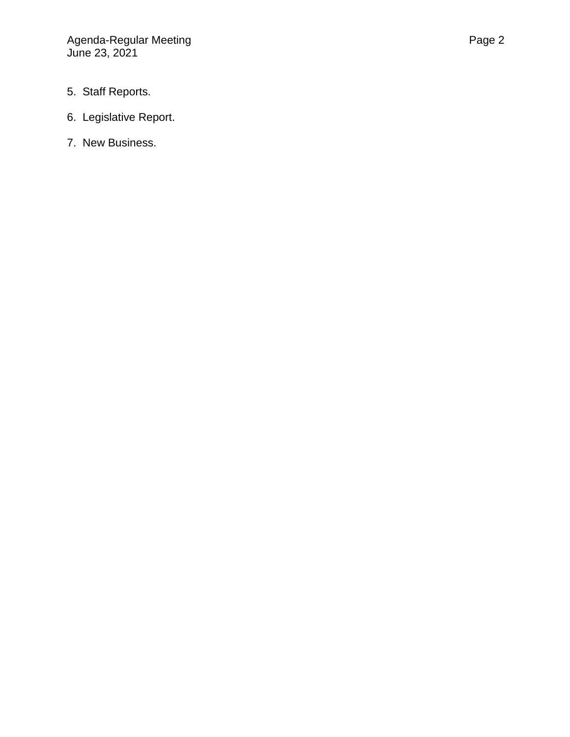5. Staff Reports.

6. Legislative Report.

7. New Business.